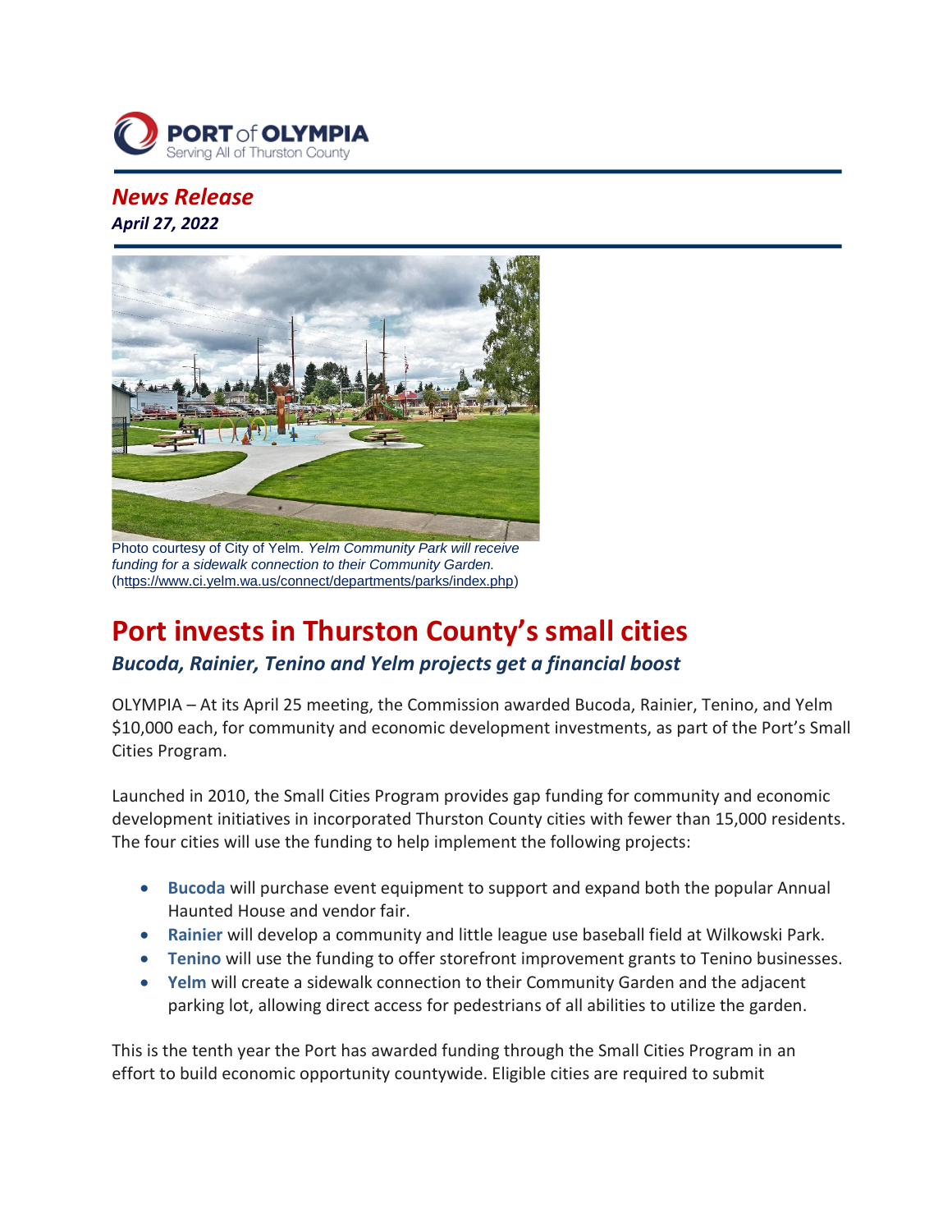**PORT of OLYMPIA**
Serving All of Thurston County

*News Release*
***April 27, 2022***

Photo courtesy of City of Yelm. *Yelm Community Park will receive funding for a sidewalk connection to their Community Garden.* (https://www.ci.yelm.wa.us/connect/departments/parks/index.php)

# Port invests in Thurston County's small cities

### *Bucoda, Rainier, Tenino and Yelm projects get a financial boost*

OLYMPIA – At its April 25 meeting, the Commission awarded Bucoda, Rainier, Tenino, and Yelm $10,000 each, for community and economic development investments, as part of the Port's Small Cities Program.

Launched in 2010, the Small Cities Program provides gap funding for community and economic development initiatives in incorporated Thurston County cities with fewer than 15,000 residents. The four cities will use the funding to help implement the following projects:

- **Bucoda** will purchase event equipment to support and expand both the popular Annual Haunted House and vendor fair.
- **Rainier** will develop a community and little league use baseball field at Wilkowski Park.
- **Tenino** will use the funding to offer storefront improvement grants to Tenino businesses.
- **Yelm** will create a sidewalk connection to their Community Garden and the adjacent parking lot, allowing direct access for pedestrians of all abilities to utilize the garden.

This is the tenth year the Port has awarded funding through the Small Cities Program in an effort to build economic opportunity countywide. Eligible cities are required to submit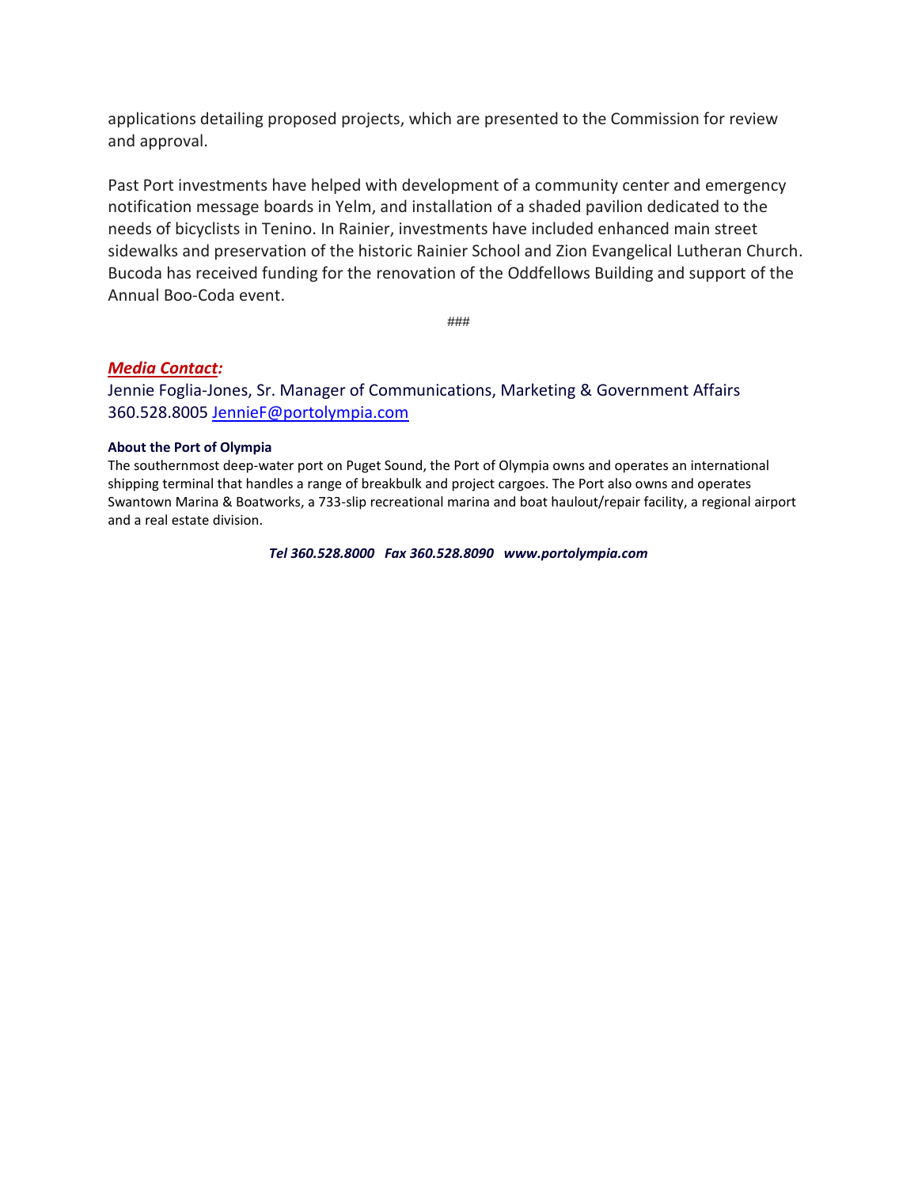applications detailing proposed projects, which are presented to the Commission for review and approval.

Past Port investments have helped with development of a community center and emergency notification message boards in Yelm, and installation of a shaded pavilion dedicated to the needs of bicyclists in Tenino. In Rainier, investments have included enhanced main street sidewalks and preservation of the historic Rainier School and Zion Evangelical Lutheran Church. Bucoda has received funding for the renovation of the Oddfellows Building and support of the Annual Boo-Coda event.

###

***Media Contact:***

Jennie Foglia-Jones, Sr. Manager of Communications, Marketing & Government Affairs
360.528.8005 JennieF@portolympia.com

**About the Port of Olympia**

The southernmost deep-water port on Puget Sound, the Port of Olympia owns and operates an international shipping terminal that handles a range of breakbulk and project cargoes. The Port also owns and operates Swantown Marina & Boatworks, a 733-slip recreational marina and boat haulout/repair facility, a regional airport and a real estate division.

***Tel 360.528.8000 Fax 360.528.8090 www.portolympia.com***